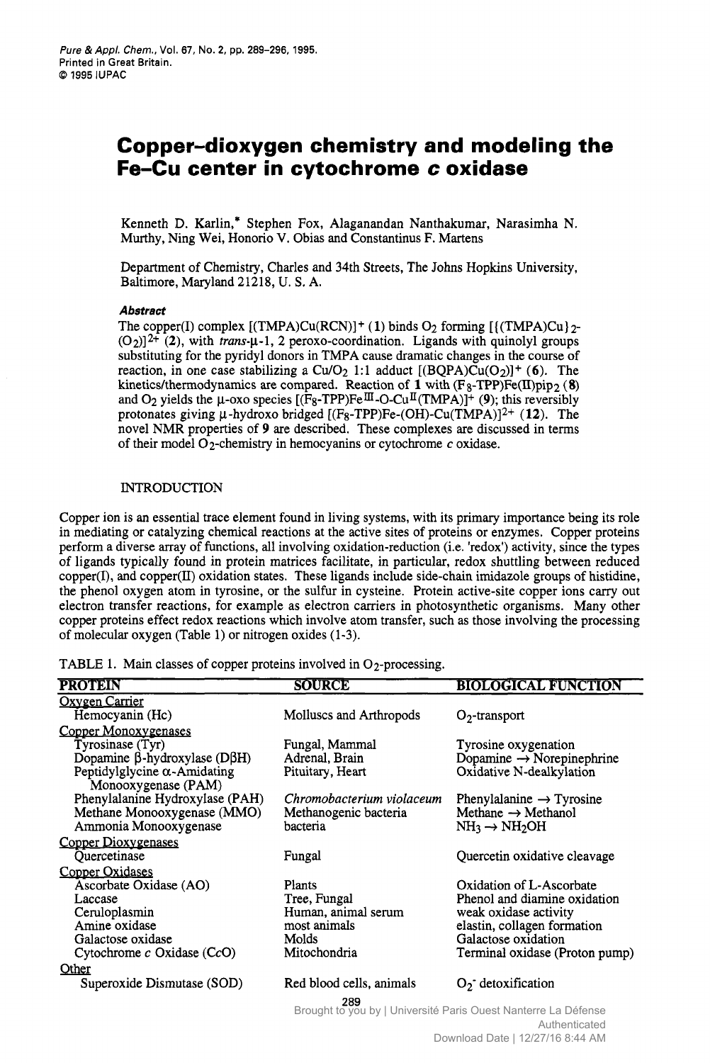# Copper–dioxygen chemistry and modeling the Fe–Cu center in cytochrome *c* oxidase

Kenneth D. Karlin,* Stephen Fox, Alaganandan Nanthakumar, Narasimha N. Murthy, Ning Wei, Honorio V. Obias and Constantinus F. Martens

Department of Chemistry, Charles and 34th Streets, The Johns Hopkins University, Baltimore, Maryland 21218, U. S. A.

***Abstract***

The copper(I) complex $[(TMPA)Cu(RCN)]^+$ (**1**) binds $O_2$ forming $[\{(TMPA)Cu\}_2(O_2)]^{2+}$ (**2**), with *trans*-μ-1, 2 peroxo-coordination. Ligands with quinolyl groups substituting for the pyridyl donors in TMPA cause dramatic changes in the course of reaction, in one case stabilizing a $Cu/O_2$ 1:1 adduct $[(BQPA)Cu(O_2)]^+$ (**6**). The kinetics/thermodynamics are compared. Reaction of **1** with $(F_8\text{-TPP})Fe(II)pip_2$ (**8**) and $O_2$ yields the μ-oxo species $[(F_8\text{-TPP})Fe^{III}\text{-O-}Cu^{II}(TMPA)]^+$ (**9**); this reversibly protonates giving μ-hydroxo bridged $[(F_8\text{-TPP})Fe\text{-(OH)-}Cu(TMPA)]^{2+}$ (**12**). The novel NMR properties of **9** are described. These complexes are discussed in terms of their model $O_2$-chemistry in hemocyanins or cytochrome *c* oxidase.

## INTRODUCTION

Copper ion is an essential trace element found in living systems, with its primary importance being its role in mediating or catalyzing chemical reactions at the active sites of proteins or enzymes. Copper proteins perform a diverse array of functions, all involving oxidation-reduction (i.e. 'redox') activity, since the types of ligands typically found in protein matrices facilitate, in particular, redox shuttling between reduced copper(I), and copper(II) oxidation states. These ligands include side-chain imidazole groups of histidine, the phenol oxygen atom in tyrosine, or the sulfur in cysteine. Protein active-site copper ions carry out electron transfer reactions, for example as electron carriers in photosynthetic organisms. Many other copper proteins effect redox reactions which involve atom transfer, such as those involving the processing of molecular oxygen (Table 1) or nitrogen oxides (1-3).

TABLE 1. Main classes of copper proteins involved in $O_2$-processing.

| PROTEIN | SOURCE | BIOLOGICAL FUNCTION |
|---|---|---|
| <u>Oxygen Carrier</u> | | |
| Hemocyanin (Hc) | Molluscs and Arthropods | $O_2$-transport |
| <u>Copper Monoxygenases</u> | | |
| Tyrosinase (Tyr) | Fungal, Mammal | Tyrosine oxygenation |
| Dopamine β-hydroxylase (DβH) | Adrenal, Brain | Dopamine → Norepinephrine |
| Peptidylglycine α-Amidating Monooxygenase (PAM) | Pituitary, Heart | Oxidative N-dealkylation |
| Phenylalanine Hydroxylase (PAH) | *Chromobacterium violaceum* | Phenylalanine → Tyrosine |
| Methane Monooxygenase (MMO) | Methanogenic bacteria | Methane → Methanol |
| Ammonia Monooxygenase | bacteria | $NH_3 \rightarrow NH_2OH$ |
| <u>Copper Dioxygenases</u> | | |
| Quercetinase | Fungal | Quercetin oxidative cleavage |
| <u>Copper Oxidases</u> | | |
| Ascorbate Oxidase (AO) | Plants | Oxidation of L-Ascorbate |
| Laccase | Tree, Fungal | Phenol and diamine oxidation |
| Ceruloplasmin | Human, animal serum | weak oxidase activity |
| Amine oxidase | most animals | elastin, collagen formation |
| Galactose oxidase | Molds | Galactose oxidation |
| Cytochrome *c* Oxidase (C*c*O) | Mitochondria | Terminal oxidase (Proton pump) |
| <u>Other</u> | | |
| Superoxide Dismutase (SOD) | Red blood cells, animals | $O_2^-$ detoxification |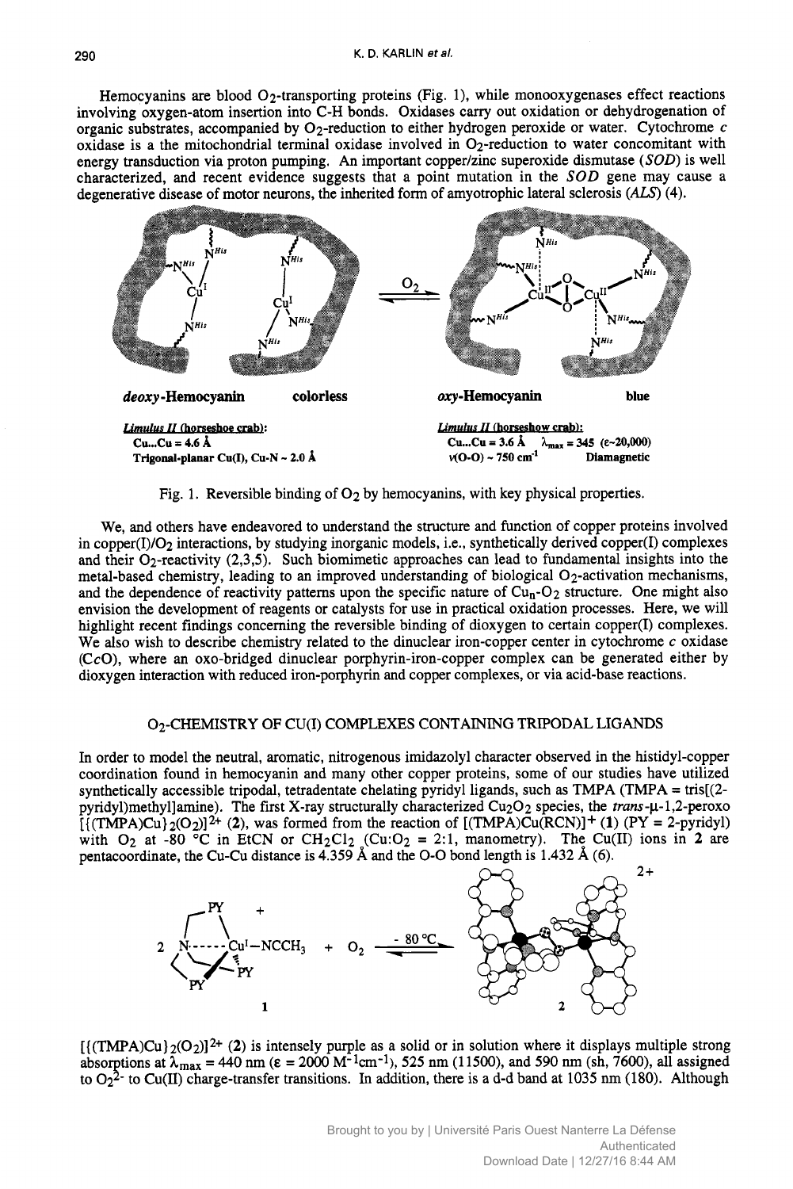Hemocyanins are blood $O_2$-transporting proteins (Fig. 1), while monooxygenases effect reactions involving oxygen-atom insertion into C-H bonds. Oxidases carry out oxidation or dehydrogenation of organic substrates, accompanied by $O_2$-reduction to either hydrogen peroxide or water. Cytochrome *c* oxidase is a the mitochondrial terminal oxidase involved in $O_2$-reduction to water concomitant with energy transduction via proton pumping. An important copper/zinc superoxide dismutase (*SOD*) is well characterized, and recent evidence suggests that a point mutation in the *SOD* gene may cause a degenerative disease of motor neurons, the inherited form of amyotrophic lateral sclerosis (*ALS*) (4).

***deoxy*-Hemocyanin** colorless

***Limulus II* (horseshoe crab):**
Cu...Cu = 4.6 Å
Trigonal-planar Cu(I), Cu-N ~ 2.0 Å

***oxy*-Hemocyanin** blue

***Limulus II* (horseshow crab):**
Cu...Cu = 3.6 Å $\lambda_{max}$ = 345 ($\epsilon$~20,000)
$\nu$(O-O) ~ 750 $cm^{-1}$ Diamagnetic

Fig. 1. Reversible binding of $O_2$ by hemocyanins, with key physical properties.

We, and others have endeavored to understand the structure and function of copper proteins involved in copper(I)/$O_2$ interactions, by studying inorganic models, i.e., synthetically derived copper(I) complexes and their $O_2$-reactivity (2,3,5). Such biomimetic approaches can lead to fundamental insights into the metal-based chemistry, leading to an improved understanding of biological $O_2$-activation mechanisms, and the dependence of reactivity patterns upon the specific nature of $Cu_n$-$O_2$ structure. One might also envision the development of reagents or catalysts for use in practical oxidation processes. Here, we will highlight recent findings concerning the reversible binding of dioxygen to certain copper(I) complexes. We also wish to describe chemistry related to the dinuclear iron-copper center in cytochrome *c* oxidase (C*c*O), where an oxo-bridged dinuclear porphyrin-iron-copper complex can be generated either by dioxygen interaction with reduced iron-porphyrin and copper complexes, or via acid-base reactions.

## $O_2$-CHEMISTRY OF CU(I) COMPLEXES CONTAINING TRIPODAL LIGANDS

In order to model the neutral, aromatic, nitrogenous imidazolyl character observed in the histidyl-copper coordination found in hemocyanin and many other copper proteins, some of our studies have utilized synthetically accessible tripodal, tetradentate chelating pyridyl ligands, such as TMPA (TMPA = tris[(2-pyridyl)methyl]amine). The first X-ray structurally characterized $Cu_2O_2$ species, the *trans*-$\mu$-1,2-peroxo $[\{(TMPA)Cu\}_2(O_2)]^{2+}$ (**2**), was formed from the reaction of $[(TMPA)Cu(RCN)]^+$ (**1**) (PY = 2-pyridyl) with $O_2$ at -80 °C in EtCN or $CH_2Cl_2$ (Cu:$O_2$ = 2:1, manometry). The Cu(II) ions in **2** are pentacoordinate, the Cu-Cu distance is 4.359 Å and the O-O bond length is 1.432 Å (6).

$$2\ [(TMPA)Cu^I{-}NCCH_3]^+\ (\mathbf{1}) + O_2 \xrightarrow{-80\ °C} \mathbf{2}^{2+}$$

$[\{(TMPA)Cu\}_2(O_2)]^{2+}$ (**2**) is intensely purple as a solid or in solution where it displays multiple strong absorptions at $\lambda_{max}$ = 440 nm ($\epsilon$ = 2000 $M^{-1}cm^{-1}$), 525 nm (11500), and 590 nm (sh, 7600), all assigned to $O_2^{2-}$ to Cu(II) charge-transfer transitions. In addition, there is a d-d band at 1035 nm (180). Although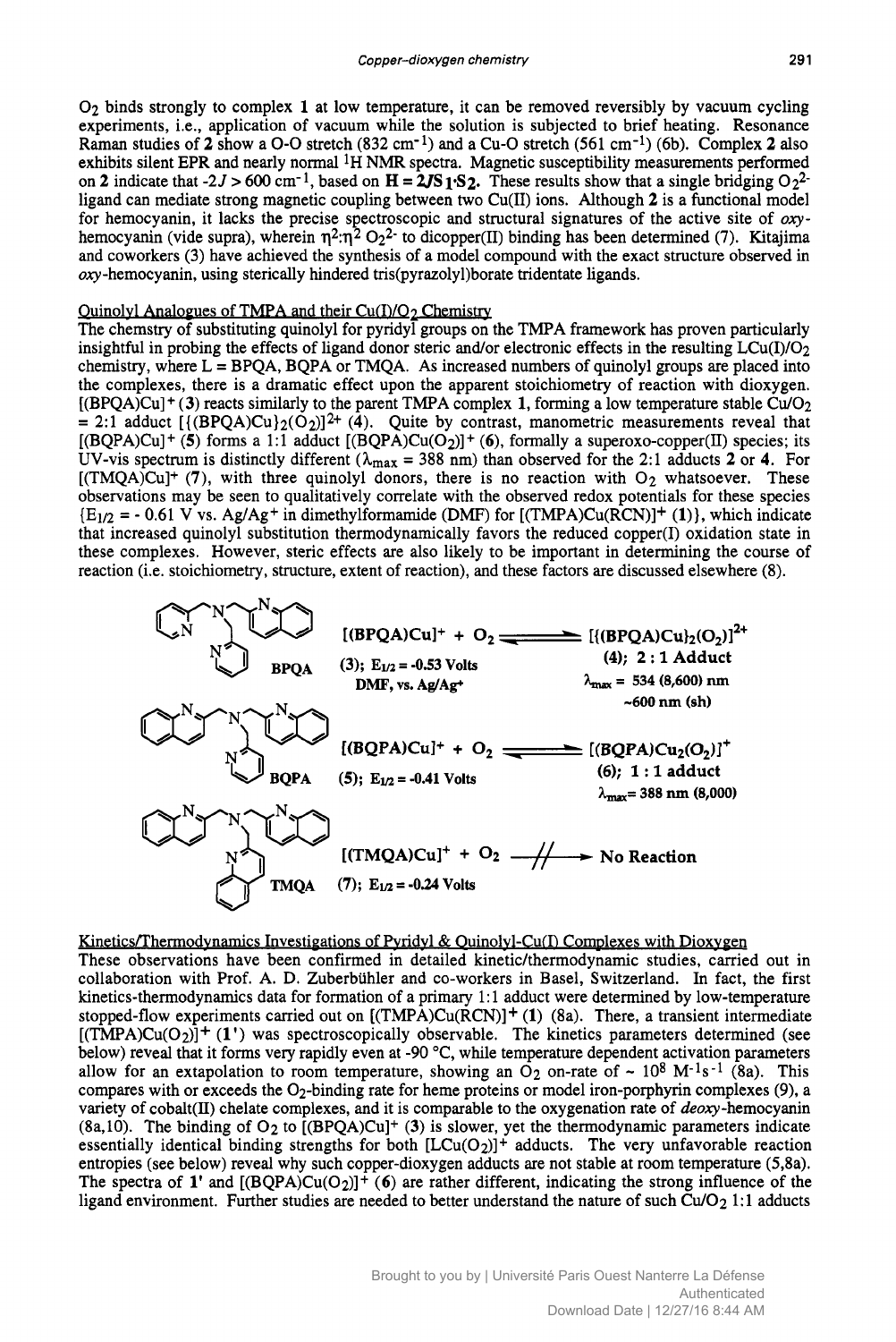$O_2$ binds strongly to complex **1** at low temperature, it can be removed reversibly by vacuum cycling experiments, i.e., application of vacuum while the solution is subjected to brief heating. Resonance Raman studies of **2** show a O-O stretch (832 cm$^{-1}$) and a Cu-O stretch (561 cm$^{-1}$) (6b). Complex **2** also exhibits silent EPR and nearly normal $^1$H NMR spectra. Magnetic susceptibility measurements performed on **2** indicate that $-2J > 600$ cm$^{-1}$, based on $\mathbf{H = 2JS_1 \cdot S_2}$. These results show that a single bridging $O_2^{2-}$ ligand can mediate strong magnetic coupling between two Cu(II) ions. Although **2** is a functional model for hemocyanin, it lacks the precise spectroscopic and structural signatures of the active site of *oxy*-hemocyanin (vide supra), wherein $\eta^2$:$\eta^2$ $O_2^{2-}$ to dicopper(II) binding has been determined (7). Kitajima and coworkers (3) have achieved the synthesis of a model compound with the exact structure observed in *oxy*-hemocyanin, using sterically hindered tris(pyrazolyl)borate tridentate ligands.

## Quinolyl Analogues of TMPA and their Cu(I)/$O_2$ Chemistry

The chemstry of substituting quinolyl for pyridyl groups on the TMPA framework has proven particularly insightful in probing the effects of ligand donor steric and/or electronic effects in the resulting LCu(I)/$O_2$ chemistry, where L = BPQA, BQPA or TMQA. As increased numbers of quinolyl groups are placed into the complexes, there is a dramatic effect upon the apparent stoichiometry of reaction with dioxygen. [(BPQA)Cu]$^+$ (**3**) reacts similarly to the parent TMPA complex **1**, forming a low temperature stable Cu/$O_2$ = 2:1 adduct [{(BPQA)Cu}$_2$($O_2$)]$^{2+}$ (**4**). Quite by contrast, manometric measurements reveal that [(BQPA)Cu]$^+$ (**5**) forms a 1:1 adduct [(BQPA)Cu($O_2$)]$^+$ (**6**), formally a superoxo-copper(II) species; its UV-vis spectrum is distinctly different ($\lambda_{max}$ = 388 nm) than observed for the 2:1 adducts **2** or **4**. For [(TMQA)Cu]$^+$ (**7**), with three quinolyl donors, there is no reaction with $O_2$ whatsoever. These observations may be seen to qualitatively correlate with the observed redox potentials for these species {$E_{1/2}$ = - 0.61 V vs. Ag/Ag$^+$ in dimethylformamide (DMF) for [(TMPA)Cu(RCN)]$^+$ (**1**)}, which indicate that increased quinolyl substitution thermodynamically favors the reduced copper(I) oxidation state in these complexes. However, steric effects are also likely to be important in determining the course of reaction (i.e. stoichiometry, structure, extent of reaction), and these factors are discussed elsewhere (8).

BPQA: [(BPQA)Cu]$^+$ + $O_2$ ⇌ [{(BPQA)Cu}$_2$($O_2$)]$^{2+}$
(**3**); $E_{1/2}$ = -0.53 Volts, DMF, vs. Ag/Ag$^+$ → (**4**); 2 : 1 Adduct, $\lambda_{max}$ = 534 (8,600) nm, ~600 nm (sh)

BQPA: [(BQPA)Cu]$^+$ + $O_2$ ⇌ [(BQPA)Cu$_2$($O_2$)]$^+$
(**5**); $E_{1/2}$ = -0.41 Volts → (**6**); 1 : 1 adduct, $\lambda_{max}$ = 388 nm (8,000)

TMQA: [(TMQA)Cu]$^+$ + $O_2$ —//→ No Reaction
(**7**); $E_{1/2}$ = -0.24 Volts

## Kinetics/Thermodynamics Investigations of Pyridyl & Quinolyl-Cu(I) Complexes with Dioxygen

These observations have been confirmed in detailed kinetic/thermodynamic studies, carried out in collaboration with Prof. A. D. Zuberbühler and co-workers in Basel, Switzerland. In fact, the first kinetics-thermodynamics data for formation of a primary 1:1 adduct were determined by low-temperature stopped-flow experiments carried out on [(TMPA)Cu(RCN)]$^+$ (**1**) (8a). There, a transient intermediate [(TMPA)Cu($O_2$)]$^+$ (**1'**) was spectroscopically observable. The kinetics parameters determined (see below) reveal that it forms very rapidly even at -90 °C, while temperature dependent activation parameters allow for an extapolation to room temperature, showing an $O_2$ on-rate of ~ $10^8$ M$^{-1}$s$^{-1}$ (8a). This compares with or exceeds the $O_2$-binding rate for heme proteins or model iron-porphyrin complexes (9), a variety of cobalt(II) chelate complexes, and it is comparable to the oxygenation rate of *deoxy*-hemocyanin (8a,10). The binding of $O_2$ to [(BPQA)Cu]$^+$ (**3**) is slower, yet the thermodynamic parameters indicate essentially identical binding strengths for both [LCu($O_2$)]$^+$ adducts. The very unfavorable reaction entropies (see below) reveal why such copper-dioxygen adducts are not stable at room temperature (5,8a). The spectra of **1'** and [(BQPA)Cu($O_2$)]$^+$ (**6**) are rather different, indicating the strong influence of the ligand environment. Further studies are needed to better understand the nature of such Cu/$O_2$ 1:1 adducts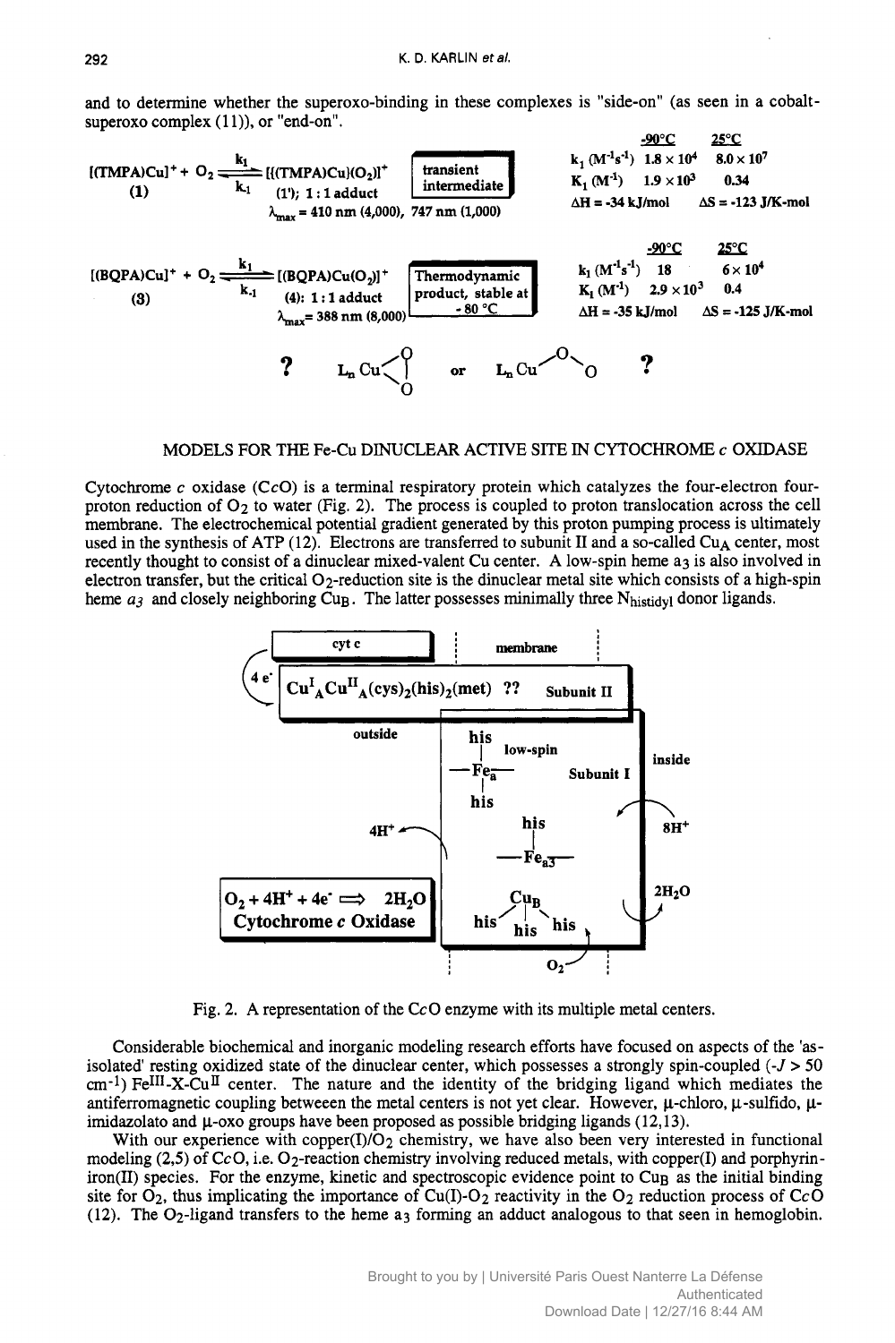and to determine whether the superoxo-binding in these complexes is "side-on" (as seen in a cobalt-superoxo complex (11)), or "end-on".

$$[(\mathrm{TMPA})\mathrm{Cu}]^+ + \mathrm{O_2} \underset{k_{-1}}{\overset{k_1}{\rightleftharpoons}} [\{(\mathrm{TMPA})\mathrm{Cu}\}(\mathrm{O_2})]^+$$

(1) (1'); 1 : 1 adduct — **transient intermediate**

$\lambda_{max}$ = 410 nm (4,000), 747 nm (1,000)

| | -90°C | 25°C |
|---|---|---|
| $k_1$ ($M^{-1}s^{-1}$) | $1.8 \times 10^4$ | $8.0 \times 10^7$ |
| $K_1$ ($M^{-1}$) | $1.9 \times 10^3$ | 0.34 |

ΔH = -34 kJ/mol ΔS = -123 J/K-mol

$$[(\mathrm{BQPA})\mathrm{Cu}]^+ + \mathrm{O_2} \underset{k_{-1}}{\overset{k_1}{\rightleftharpoons}} [(\mathrm{BQPA})\mathrm{Cu}(\mathrm{O_2})]^+$$

(3) (4): 1 : 1 adduct — **Thermodynamic product, stable at - 80 °C**

$\lambda_{max}$ = 388 nm (8,000)

| | -90°C | 25°C |
|---|---|---|
| $k_1$ ($M^{-1}s^{-1}$) | 18 | $6 \times 10^4$ |
| $K_1$ ($M^{-1}$) | $2.9 \times 10^3$ | 0.4 |

ΔH = -35 kJ/mol ΔS = -125 J/K-mol

? $L_n$Cu(η²-O₂) or $L_n$Cu–O–O ?

## MODELS FOR THE Fe-Cu DINUCLEAR ACTIVE SITE IN CYTOCHROME *c* OXIDASE

Cytochrome *c* oxidase (*Cc*O) is a terminal respiratory protein which catalyzes the four-electron four-proton reduction of $O_2$ to water (Fig. 2). The process is coupled to proton translocation across the cell membrane. The electrochemical potential gradient generated by this proton pumping process is ultimately used in the synthesis of ATP (12). Electrons are transferred to subunit II and a so-called $Cu_A$ center, most recently thought to consist of a dinuclear mixed-valent Cu center. A low-spin heme a3 is also involved in electron transfer, but the critical $O_2$-reduction site is the dinuclear metal site which consists of a high-spin heme *a3* and closely neighboring $Cu_B$. The latter possesses minimally three $N_{histidyl}$ donor ligands.

cyt c | membrane | 4 e⁻ | $Cu^I_ACu^{II}_A$(cys)₂(his)₂(met) ?? Subunit II | outside | his–Fe$_a$–his low-spin | Subunit I | inside | 4H⁺ | 8H⁺ | his–Fe$_{a3}$ | $Cu_B$ (his, his, his) | 2H₂O | O₂ | $O_2 + 4H^+ + 4e^- \Rightarrow 2H_2O$ Cytochrome *c* Oxidase

Fig. 2. A representation of the *Cc*O enzyme with its multiple metal centers.

Considerable biochemical and inorganic modeling research efforts have focused on aspects of the 'as-isolated' resting oxidized state of the dinuclear center, which possesses a strongly spin-coupled ($-J > 50$ $cm^{-1}$) $Fe^{III}$-X-$Cu^{II}$ center. The nature and the identity of the bridging ligand which mediates the antiferromagnetic coupling betweeen the metal centers is not yet clear. However, μ-chloro, μ-sulfido, μ-imidazolato and μ-oxo groups have been proposed as possible bridging ligands (12,13).

With our experience with copper(I)/$O_2$ chemistry, we have also been very interested in functional modeling (2,5) of *Cc*O, i.e. $O_2$-reaction chemistry involving reduced metals, with copper(I) and porphyrin-iron(II) species. For the enzyme, kinetic and spectroscopic evidence point to $Cu_B$ as the initial binding site for $O_2$, thus implicating the importance of Cu(I)-$O_2$ reactivity in the $O_2$ reduction process of *Cc*O (12). The $O_2$-ligand transfers to the heme a3 forming an adduct analogous to that seen in hemoglobin.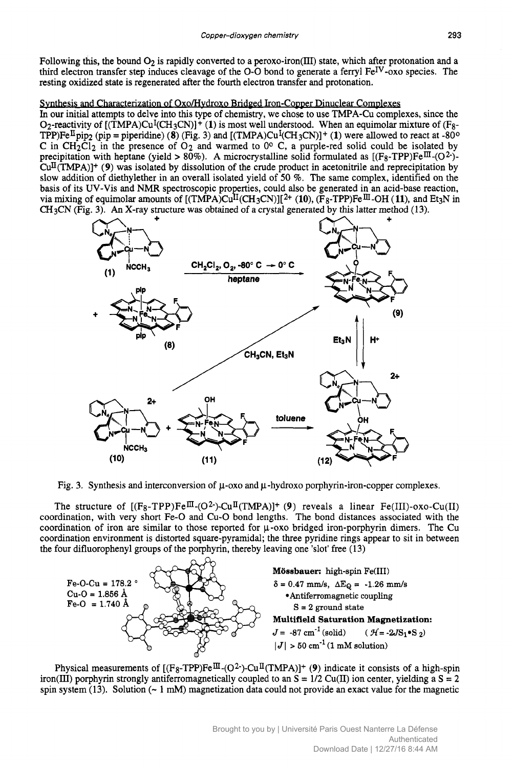Following this, the bound $O_2$ is rapidly converted to a peroxo-iron(III) state, which after protonation and a third electron transfer step induces cleavage of the O-O bond to generate a ferryl $Fe^{IV}$-oxo species. The resting oxidized state is regenerated after the fourth electron transfer and protonation.

## Synthesis and Characterization of Oxo/Hydroxo Bridged Iron-Copper Dinuclear Complexes

In our initial attempts to delve into this type of chemistry, we chose to use TMPA-Cu complexes, since the $O_2$-reactivity of $[(TMPA)Cu^{I}(CH_3CN)]^+$ (**1**) is most well understood. When an equimolar mixture of $(F_8\text{-}TPP)Fe^{II}pip_2$ (pip = piperidine) (**8**) (Fig. 3) and $[(TMPA)Cu^{I}(CH_3CN)]^+$ (**1**) were allowed to react at -80° C in $CH_2Cl_2$ in the presence of $O_2$ and warmed to 0° C, a purple-red solid could be isolated by precipitation with heptane (yield > 80%). A microcrystalline solid formulated as $[(F_8\text{-}TPP)Fe^{III}\text{-}(O^{2-})\text{-}Cu^{II}(TMPA)]^+$ (**9**) was isolated by dissolution of the crude product in acetonitrile and reprecipitation by slow addition of diethylether in an overall isolated yield of 50 %. The same complex, identified on the basis of its UV-Vis and NMR spectroscopic properties, could also be generated in an acid-base reaction, via mixing of equimolar amounts of $[(TMPA)Cu^{II}(CH_3CN)][^{2+}$ (**10**), $(F_8\text{-}TPP)Fe^{III}\text{-}OH$ (**11**), and $Et_3N$ in $CH_3CN$ (Fig. 3). An X-ray structure was obtained of a crystal generated by this latter method (13).

Fig. 3. Synthesis and interconversion of μ-oxo and μ-hydroxo porphyrin-iron-copper complexes.

The structure of $[(F_8\text{-}TPP)Fe^{III}\text{-}(O^{2-})\text{-}Cu^{II}(TMPA)]^+$ (**9**) reveals a linear Fe(III)-oxo-Cu(II) coordination, with very short Fe-O and Cu-O bond lengths. The bond distances associated with the coordination of iron are similar to those reported for μ-oxo bridged iron-porphyrin dimers. The Cu coordination environment is distorted square-pyramidal; the three pyridine rings appear to sit in between the four difluorophenyl groups of the porphyrin, thereby leaving one 'slot' free (13)

Fe-O-Cu = 178.2 °
Cu-O = 1.856 Å
Fe-O = 1.740 Å

**Mössbauer:** high-spin Fe(III)
$\delta$ = 0.47 mm/s, $\Delta E_Q$ = -1.26 mm/s
• Antiferromagnetic coupling
S = 2 ground state
**Multifield Saturation Magnetization:**
$J$ = -87 cm$^{-1}$ (solid)  ($\mathcal{H} = -2J S_1 \bullet S_2$)
$|J|$ > 50 cm$^{-1}$ (1 mM solution)

Physical measurements of $[(F_8\text{-}TPP)Fe^{III}\text{-}(O^{2-})\text{-}Cu^{II}(TMPA)]^+$ (**9**) indicate it consists of a high-spin iron(III) porphyrin strongly antiferromagnetically coupled to an S = 1/2 Cu(II) ion center, yielding a S = 2 spin system (13). Solution (~ 1 mM) magnetization data could not provide an exact value for the magnetic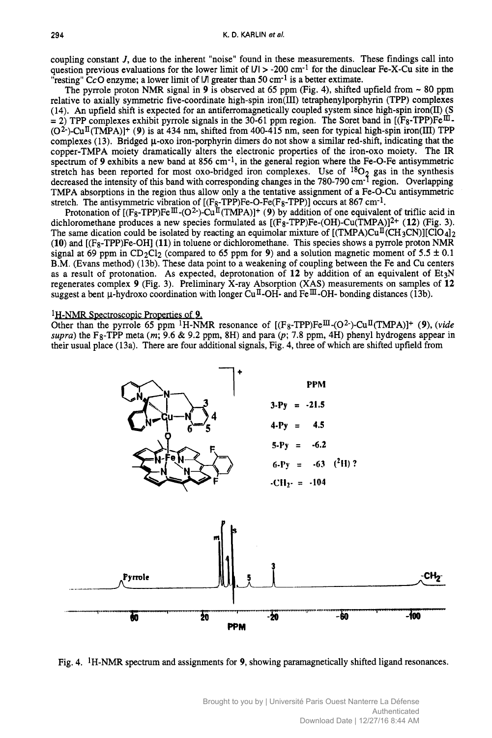coupling constant $J$, due to the inherent "noise" found in these measurements. These findings call into question previous evaluations for the lower limit of $|J| > -200$ cm$^{-1}$ for the dinuclear Fe-X-Cu site in the "resting" CcO enzyme; a lower limit of $|J|$ greater than 50 cm$^{-1}$ is a better extimate.

The pyrrole proton NMR signal in **9** is observed at 65 ppm (Fig. 4), shifted upfield from ~ 80 ppm relative to axially symmetric five-coordinate high-spin iron(III) tetraphenylporphyrin (TPP) complexes (14). An upfield shift is expected for an antiferromagnetically coupled system since high-spin iron(II) (S = 2) TPP complexes exhibit pyrrole signals in the 30-61 ppm region. The Soret band in [($F_8$-TPP)$Fe^{III}$-($O^{2-}$)-$Cu^{II}$(TMPA)]$^+$ (**9**) is at 434 nm, shifted from 400-415 nm, seen for typical high-spin iron(III) TPP complexes (13). Bridged μ-oxo iron-porphyrin dimers do not show a similar red-shift, indicating that the copper-TMPA moiety dramatically alters the electronic properties of the iron-oxo moiety. The IR spectrum of **9** exhibits a new band at 856 cm$^{-1}$, in the general region where the Fe-O-Fe antisymmetric stretch has been reported for most oxo-bridged iron complexes. Use of $^{18}O_2$ gas in the synthesis decreased the intensity of this band with corresponding changes in the 780-790 cm$^{-1}$ region. Overlapping TMPA absorptions in the region thus allow only a the tentative assignment of a Fe-O-Cu antisymmetric stretch. The antisymmetric vibration of [($F_8$-TPP)Fe-O-Fe($F_8$-TPP)] occurs at 867 cm$^{-1}$.

Protonation of [($F_8$-TPP)$Fe^{III}$-($O^{2-}$)-$Cu^{II}$(TMPA)]$^+$ (**9**) by addition of one equivalent of triflic acid in dichloromethane produces a new species formulated as [($F_8$-TPP)Fe-(OH)-Cu(TMPA)]$^{2+}$ (**12**) (Fig. 3). The same dication could be isolated by reacting an equimolar mixture of [(TMPA)$Cu^{II}$($CH_3CN$)][$ClO_4$]$_2$ (**10**) and [($F_8$-TPP)Fe-OH] (**11**) in toluene or dichloromethane. This species shows a pyrrole proton NMR signal at 69 ppm in $CD_2Cl_2$ (compared to 65 ppm for **9**) and a solution magnetic moment of 5.5 ± 0.1 B.M. (Evans method) (13b). These data point to a weakening of coupling between the Fe and Cu centers as a result of protonation. As expected, deprotonation of **12** by addition of an equivalent of $Et_3N$ regenerates complex **9** (Fig. 3). Preliminary X-ray Absorption (XAS) measurements on samples of **12** suggest a bent μ-hydroxo coordination with longer $Cu^{II}$-OH- and $Fe^{III}$-OH- bonding distances (13b).

## $^1$H-NMR Spectroscopic Properties of 9.

Other than the pyrrole 65 ppm $^1$H-NMR resonance of [($F_8$-TPP)$Fe^{III}$-($O^{2-}$)-$Cu^{II}$(TMPA)]$^+$ (**9**), (*vide supra*) the $F_8$-TPP meta (*m*; 9.6 & 9.2 ppm, 8H) and para (*p*; 7.8 ppm, 4H) phenyl hydrogens appear in their usual place (13a). There are four additional signals, Fig. 4, three of which are shifted upfield from

| | PPM |
|---|---|
| 3-Py | -21.5 |
| 4-Py | 4.5 |
| 5-Py | -6.2 |
| 6-Py | -63 ($^2$H) ? |
| -CH$_2$- | -104 |

Fig. 4. $^1$H-NMR spectrum and assignments for **9**, showing paramagnetically shifted ligand resonances.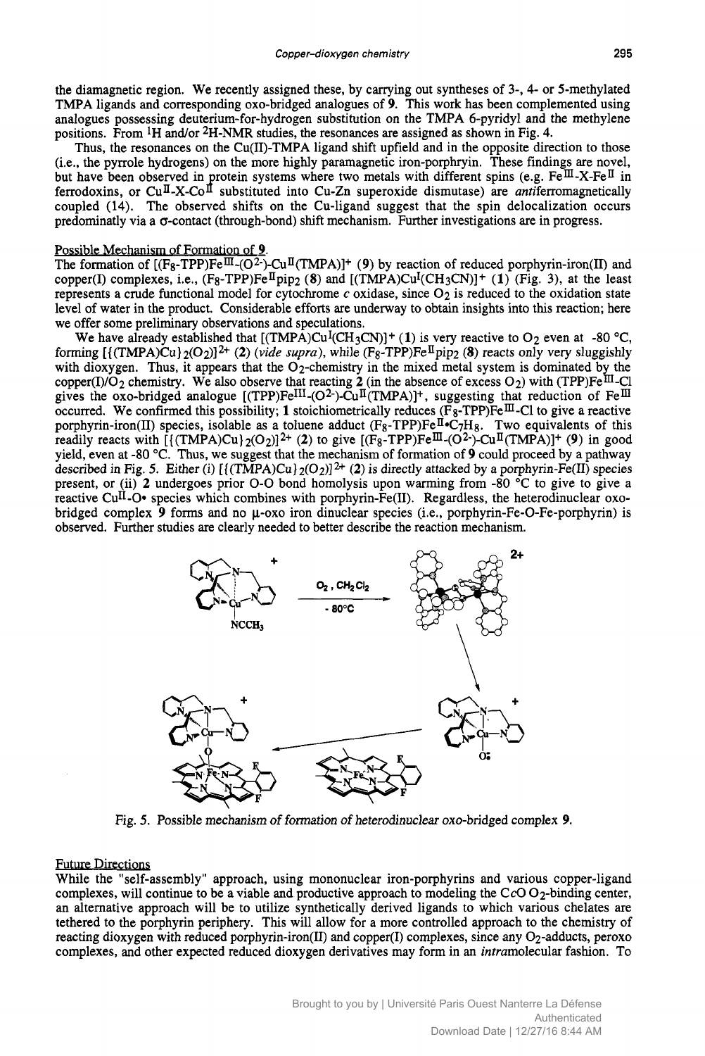the diamagnetic region. We recently assigned these, by carrying out syntheses of 3-, 4- or 5-methylated TMPA ligands and corresponding oxo-bridged analogues of **9**. This work has been complemented using analogues possessing deuterium-for-hydrogen substitution on the TMPA 6-pyridyl and the methylene positions. From $^1H$ and/or $^2H$-NMR studies, the resonances are assigned as shown in Fig. 4.

Thus, the resonances on the Cu(II)-TMPA ligand shift upfield and in the opposite direction to those (i.e., the pyrrole hydrogens) on the more highly paramagnetic iron-porphryin. These findings are novel, but have been observed in protein systems where two metals with different spins (e.g. $Fe^{III}$-X-$Fe^{II}$ in ferrodoxins, or $Cu^{II}$-X-$Co^{II}$ substituted into Cu-Zn superoxide dismutase) are *anti*ferromagnetically coupled (14). The observed shifts on the Cu-ligand suggest that the spin delocalization occurs predominatly via a σ-contact (through-bond) shift mechanism. Further investigations are in progress.

Possible Mechanism of Formation of **9**.

The formation of $[(F_8\text{-TPP})Fe^{III}\text{-}(O^{2-})\text{-}Cu^{II}(TMPA)]^+$ (**9**) by reaction of reduced porphyrin-iron(II) and copper(I) complexes, i.e., $(F_8\text{-TPP})Fe^{II}pip_2$ (**8**) and $[(TMPA)Cu^{I}(CH_3CN)]^+$ (**1**) (Fig. 3), at the least represents a crude functional model for cytochrome *c* oxidase, since $O_2$ is reduced to the oxidation state level of water in the product. Considerable efforts are underway to obtain insights into this reaction; here we offer some preliminary observations and speculations.

We have already established that $[(TMPA)Cu^{I}(CH_3CN)]^+$ (**1**) is very reactive to $O_2$ even at -80 °C, forming $[\{(TMPA)Cu\}_2(O_2)]^{2+}$ (**2**) (*vide supra*), while $(F_8\text{-TPP})Fe^{II}pip_2$ (**8**) reacts only very sluggishly with dioxygen. Thus, it appears that the $O_2$-chemistry in the mixed metal system is dominated by the copper(I)/$O_2$ chemistry. We also observe that reacting **2** (in the absence of excess $O_2$) with $(TPP)Fe^{III}$-Cl gives the oxo-bridged analogue $[(TPP)Fe^{III}\text{-}(O^{2-})\text{-}Cu^{II}(TMPA)]^+$, suggesting that reduction of $Fe^{III}$ occurred. We confirmed this possibility; **1** stoichiometrically reduces $(F_8\text{-TPP})Fe^{III}$-Cl to give a reactive porphyrin-iron(II) species, isolable as a toluene adduct $(F_8\text{-TPP})Fe^{II}\bullet C_7H_8$. Two equivalents of this readily reacts with $[\{(TMPA)Cu\}_2(O_2)]^{2+}$ (**2**) to give $[(F_8\text{-TPP})Fe^{III}\text{-}(O^{2-})\text{-}Cu^{II}(TMPA)]^+$ (**9**) in good yield, even at -80 °C. Thus, we suggest that the mechanism of formation of **9** could proceed by a pathway described in Fig. 5. Either (i) $[\{(TMPA)Cu\}_2(O_2)]^{2+}$ (**2**) is directly attacked by a porphyrin-Fe(II) species present, or (ii) **2** undergoes prior O-O bond homolysis upon warming from -80 °C to give to give a reactive $Cu^{II}$-O• species which combines with porphyrin-Fe(II). Regardless, the heterodinuclear oxo-bridged complex **9** forms and no μ-oxo iron dinuclear species (i.e., porphyrin-Fe-O-Fe-porphyrin) is observed. Further studies are clearly needed to better describe the reaction mechanism.

Fig. 5. *Possible mechanism of formation of heterodinuclear oxo-bridged complex* **9**.

Future Directions

While the "self-assembly" approach, using mononuclear iron-porphyrins and various copper-ligand complexes, will continue to be a viable and productive approach to modeling the C*c*O $O_2$-binding center, an alternative approach will be to utilize synthetically derived ligands to which various chelates are tethered to the porphyrin periphery. This will allow for a more controlled approach to the chemistry of reacting dioxygen with reduced porphyrin-iron(II) and copper(I) complexes, since any $O_2$-adducts, peroxo complexes, and other expected reduced dioxygen derivatives may form in an *intra*molecular fashion. To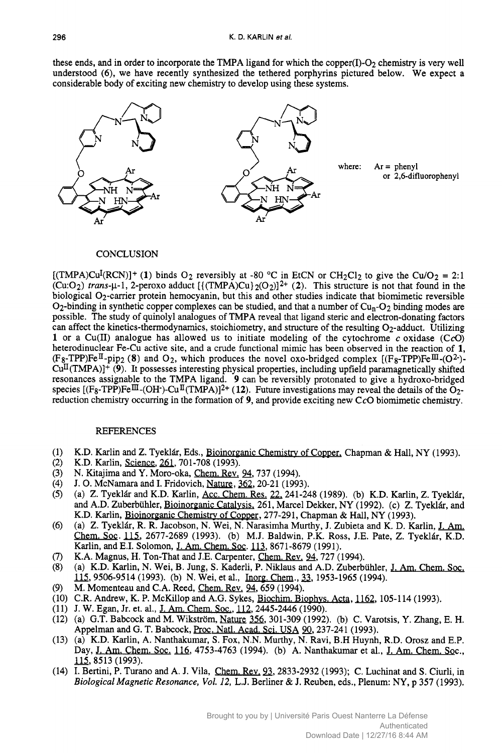these ends, and in order to incorporate the TMPA ligand for which the copper(I)-$O_2$ chemistry is very well understood (6), we have recently synthesized the tethered porphyrins pictured below. We expect a considerable body of exciting new chemistry to develop using these systems.

where: Ar = phenyl or 2,6-difluorophenyl

## CONCLUSION

$[(TMPA)Cu^{I}(RCN)]^+$ (**1**) binds $O_2$ reversibly at -80 °C in EtCN or $CH_2Cl_2$ to give the Cu/$O_2$ = 2:1 (Cu:$O_2$) *trans*-μ-1, 2-peroxo adduct $[\{(TMPA)Cu\}_2(O_2)]^{2+}$ (**2**). This structure is not that found in the biological $O_2$-carrier protein hemocyanin, but this and other studies indicate that biomimetic reversible $O_2$-binding in synthetic copper complexes can be studied, and that a number of $Cu_n$-$O_2$ binding modes are possible. The study of quinolyl analogues of TMPA reveal that ligand steric and electron-donating factors can affect the kinetics-thermodynamics, stoichiometry, and structure of the resulting $O_2$-adduct. Utilizing **1** or a Cu(II) analogue has allowed us to initiate modeling of the cytochrome *c* oxidase (C*c*O) heterodinuclear Fe-Cu active site, and a crude functional mimic has been observed in the reaction of **1**, $(F_8\text{-TPP})Fe^{II}\text{-pip}_2$ (**8**) and $O_2$, which produces the novel oxo-bridged complex $[(F_8\text{-TPP})Fe^{III}\text{-}(O^{2-})\text{-}Cu^{II}(TMPA)]^+$ (**9**). It possesses interesting physical properties, including upfield paramagnetically shifted resonances assignable to the TMPA ligand. **9** can be reversibly protonated to give a hydroxo-bridged species $[(F_8\text{-TPP})Fe^{III}\text{-}(OH^-)\text{-}Cu^{II}(TMPA)]^{2+}$ (**12**). Future investigations may reveal the details of the $O_2$-reduction chemistry occurring in the formation of **9**, and provide exciting new C*c*O biomimetic chemistry.

## REFERENCES

(1) K.D. Karlin and Z. Tyeklár, Eds., Bioinorganic Chemistry of Copper, Chapman & Hall, NY (1993).
(2) K.D. Karlin, Science, 261, 701-708 (1993).
(3) N. Kitajima and Y. Moro-oka, Chem. Rev. 94, 737 (1994).
(4) J. O. McNamara and I. Fridovich, Nature, 362, 20-21 (1993).
(5) (a) Z. Tyeklár and K.D. Karlin, Acc. Chem. Res. 22, 241-248 (1989). (b) K.D. Karlin, Z. Tyeklár, and A.D. Zuberbühler, Bioinorganic Catalysis, 261, Marcel Dekker, NY (1992). (c) Z. Tyeklár, and K.D. Karlin, Bioinorganic Chemistry of Copper, 277-291, Chapman & Hall, NY (1993).
(6) (a) Z. Tyeklár, R. R. Jacobson, N. Wei, N. Narasimha Murthy, J. Zubieta and K. D. Karlin, J. Am. Chem. Soc. 115, 2677-2689 (1993). (b) M.J. Baldwin, P.K. Ross, J.E. Pate, Z. Tyeklár, K.D. Karlin, and E.I. Solomon, J. Am. Chem. Soc. 113, 8671-8679 (1991).
(7) K.A. Magnus, H. Ton-That and J.E. Carpenter, Chem. Rev. 94, 727 (1994).
(8) (a) K.D. Karlin, N. Wei, B. Jung, S. Kaderli, P. Niklaus and A.D. Zuberbühler, J. Am. Chem. Soc. 115, 9506-9514 (1993). (b) N. Wei, et al., Inorg. Chem., 33, 1953-1965 (1994).
(9) M. Momenteau and C.A. Reed, Chem. Rev. 94, 659 (1994).
(10) C.R. Andrew, K. P. McKillop and A.G. Sykes, Biochim. Biophys. Acta, 1162, 105-114 (1993).
(11) J. W. Egan, Jr. et. al., J. Am. Chem. Soc., 112, 2445-2446 (1990).
(12) (a) G.T. Babcock and M. Wikström, Nature 356, 301-309 (1992). (b) C. Varotsis, Y. Zhang, E. H. Appelman and G. T. Babcock, Proc. Natl. Acad. Sci. USA 90, 237-241 (1993).
(13) (a) K.D. Karlin, A. Nanthakumar, S. Fox, N.N. Murthy, N. Ravi, B.H Huynh, R.D. Orosz and E.P. Day, J. Am. Chem. Soc. 116, 4753-4763 (1994). (b) A. Nanthakumar et al., J. Am. Chem. Soc., 115, 8513 (1993).
(14) I. Bertini, P. Turano and A. J. Vila, Chem. Rev. 93, 2833-2932 (1993); C. Luchinat and S. Ciurli, in *Biological Magnetic Resonance, Vol. 12*, L.J. Berliner & J. Reuben, eds., Plenum: NY, p 357 (1993).